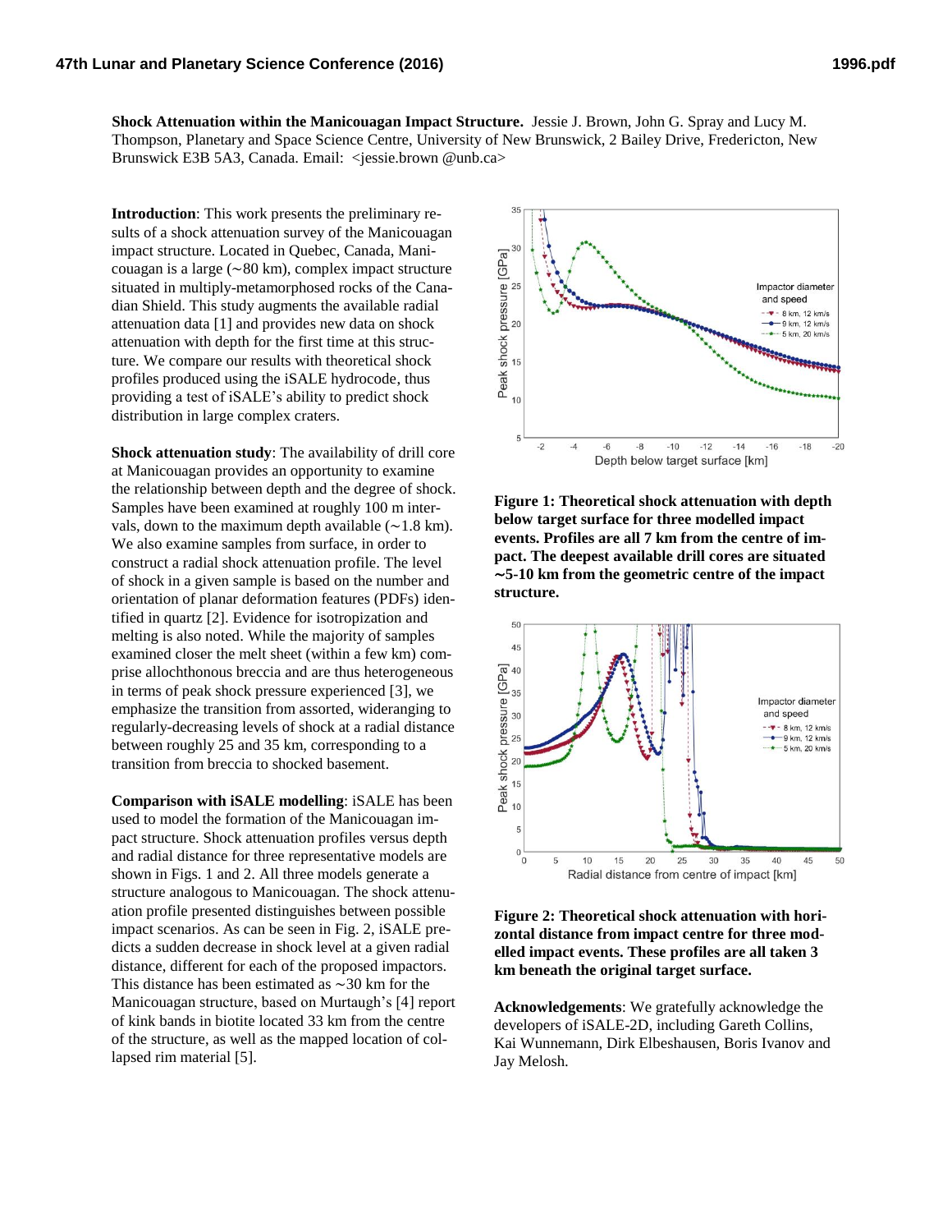**Shock Attenuation within the Manicouagan Impact Structure.** Jessie J. Brown, John G. Spray and Lucy M. Thompson, Planetary and Space Science Centre, University of New Brunswick, 2 Bailey Drive, Fredericton, New Brunswick E3B 5A3, Canada. Email: <jessie.brown @unb.ca>

**Introduction**: This work presents the preliminary results of a shock attenuation survey of the Manicouagan impact structure. Located in Quebec, Canada, Manicouagan is a large (∼80 km), complex impact structure situated in multiply-metamorphosed rocks of the Canadian Shield. This study augments the available radial attenuation data [1] and provides new data on shock attenuation with depth for the first time at this structure. We compare our results with theoretical shock profiles produced using the iSALE hydrocode, thus providing a test of iSALE's ability to predict shock distribution in large complex craters.

**Shock attenuation study**: The availability of drill core at Manicouagan provides an opportunity to examine the relationship between depth and the degree of shock. Samples have been examined at roughly 100 m intervals, down to the maximum depth available (∼1.8 km). We also examine samples from surface, in order to construct a radial shock attenuation profile. The level of shock in a given sample is based on the number and orientation of planar deformation features (PDFs) identified in quartz [2]. Evidence for isotropization and melting is also noted. While the majority of samples examined closer the melt sheet (within a few km) comprise allochthonous breccia and are thus heterogeneous in terms of peak shock pressure experienced [3], we emphasize the transition from assorted, wideranging to regularly-decreasing levels of shock at a radial distance between roughly 25 and 35 km, corresponding to a transition from breccia to shocked basement.

**Comparison with iSALE modelling**: iSALE has been used to model the formation of the Manicouagan impact structure. Shock attenuation profiles versus depth and radial distance for three representative models are shown in Figs. 1 and 2. All three models generate a structure analogous to Manicouagan. The shock attenuation profile presented distinguishes between possible impact scenarios. As can be seen in Fig. 2, iSALE predicts a sudden decrease in shock level at a given radial distance, different for each of the proposed impactors. This distance has been estimated as ∼30 km for the Manicouagan structure, based on Murtaugh's [4] report of kink bands in biotite located 33 km from the centre of the structure, as well as the mapped location of collapsed rim material [5].

**Figure 1: Theoretical shock attenuation with depth below target surface for three modelled impact events. Profiles are all 7 km from the centre of impact. The deepest available drill cores are situated ∼5-10 km from the geometric centre of the impact structure.**

**Figure 2: Theoretical shock attenuation with horizontal distance from impact centre for three modelled impact events. These profiles are all taken 3 km beneath the original target surface.**

**Acknowledgements**: We gratefully acknowledge the developers of iSALE-2D, including Gareth Collins, Kai Wunnemann, Dirk Elbeshausen, Boris Ivanov and Jay Melosh.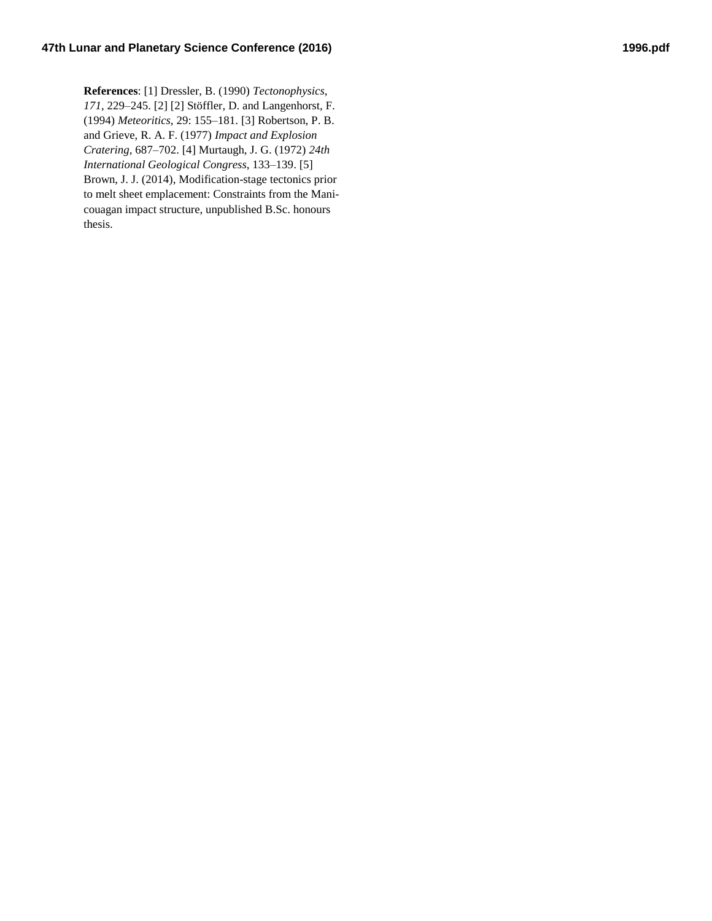**References**: [1] Dressler, B. (1990) *Tectonophysics, 171*, 229–245. [2] [2] Stöffler, D. and Langenhorst, F. (1994) *Meteoritics*, 29: 155–181. [3] Robertson, P. B. and Grieve, R. A. F. (1977) *Impact and Explosion Cratering*, 687–702. [4] Murtaugh, J. G. (1972) *24th International Geological Congress*, 133–139. [5] Brown, J. J. (2014), Modification-stage tectonics prior to melt sheet emplacement: Constraints from the Manicouagan impact structure, unpublished B.Sc. honours thesis.